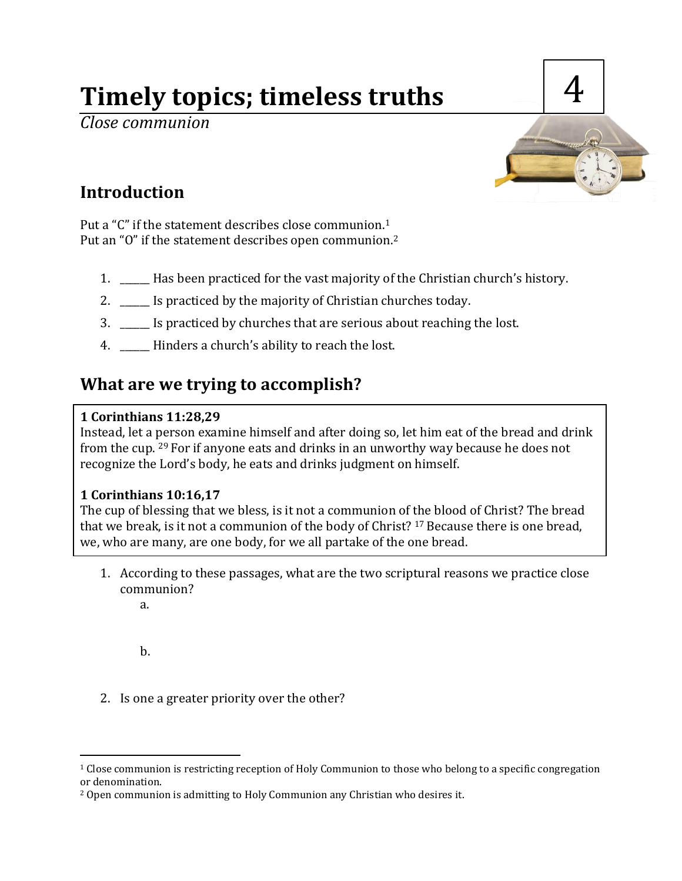# Timely topics; timeless truths

4

*Close communion*

## Introduction

Put a "C" if the statement describes close communion.[1]
Put an "O" if the statement describes open communion.[2]

1. ______ Has been practiced for the vast majority of the Christian church's history.
2. ______ Is practiced by the majority of Christian churches today.
3. ______ Is practiced by churches that are serious about reaching the lost.
4. ______ Hinders a church's ability to reach the lost.

## What are we trying to accomplish?

**1 Corinthians 11:28,29**
Instead, let a person examine himself and after doing so, let him eat of the bread and drink from the cup. [29] For if anyone eats and drinks in an unworthy way because he does not recognize the Lord's body, he eats and drinks judgment on himself.

**1 Corinthians 10:16,17**
The cup of blessing that we bless, is it not a communion of the blood of Christ? The bread that we break, is it not a communion of the body of Christ? [17] Because there is one bread, we, who are many, are one body, for we all partake of the one bread.

1. According to these passages, what are the two scriptural reasons we practice close communion?
   a.

   b.

2. Is one a greater priority over the other?

---

[1] Close communion is restricting reception of Holy Communion to those who belong to a specific congregation or denomination.

[2] Open communion is admitting to Holy Communion any Christian who desires it.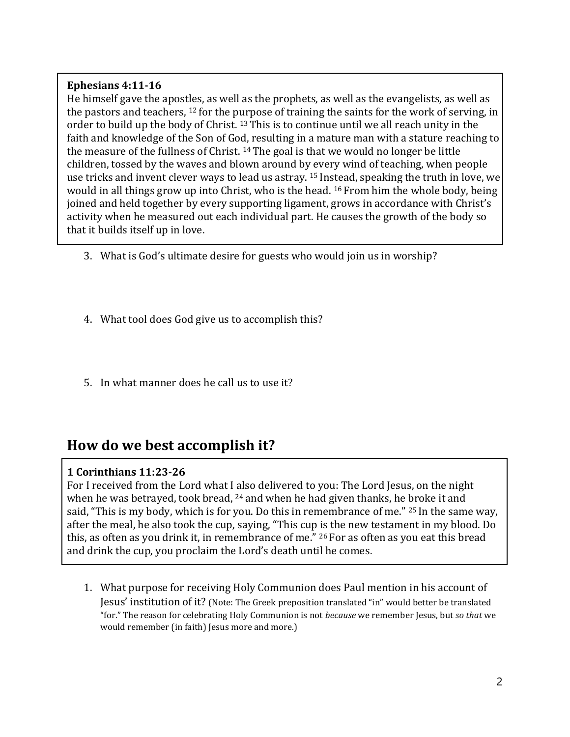**Ephesians 4:11-16**
He himself gave the apostles, as well as the prophets, as well as the evangelists, as well as the pastors and teachers, [12] for the purpose of training the saints for the work of serving, in order to build up the body of Christ. [13] This is to continue until we all reach unity in the faith and knowledge of the Son of God, resulting in a mature man with a stature reaching to the measure of the fullness of Christ. [14] The goal is that we would no longer be little children, tossed by the waves and blown around by every wind of teaching, when people use tricks and invent clever ways to lead us astray. [15] Instead, speaking the truth in love, we would in all things grow up into Christ, who is the head. [16] From him the whole body, being joined and held together by every supporting ligament, grows in accordance with Christ's activity when he measured out each individual part. He causes the growth of the body so that it builds itself up in love.

3. What is God's ultimate desire for guests who would join us in worship?

4. What tool does God give us to accomplish this?

5. In what manner does he call us to use it?

## How do we best accomplish it?

**1 Corinthians 11:23-26**
For I received from the Lord what I also delivered to you: The Lord Jesus, on the night when he was betrayed, took bread, [24] and when he had given thanks, he broke it and said, "This is my body, which is for you. Do this in remembrance of me." [25] In the same way, after the meal, he also took the cup, saying, "This cup is the new testament in my blood. Do this, as often as you drink it, in remembrance of me." [26] For as often as you eat this bread and drink the cup, you proclaim the Lord's death until he comes.

1. What purpose for receiving Holy Communion does Paul mention in his account of Jesus' institution of it? (Note: The Greek preposition translated "in" would better be translated "for." The reason for celebrating Holy Communion is not *because* we remember Jesus, but *so that* we would remember (in faith) Jesus more and more.)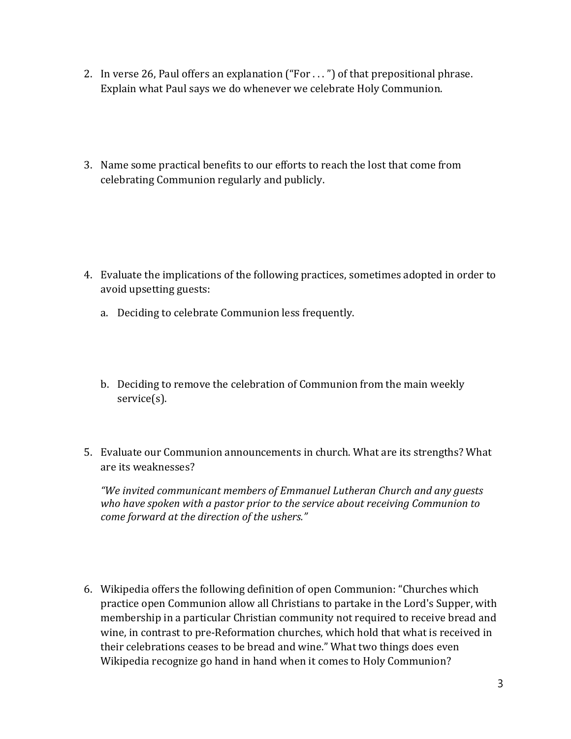2. In verse 26, Paul offers an explanation ("For . . . ") of that prepositional phrase. Explain what Paul says we do whenever we celebrate Holy Communion.

3. Name some practical benefits to our efforts to reach the lost that come from celebrating Communion regularly and publicly.

4. Evaluate the implications of the following practices, sometimes adopted in order to avoid upsetting guests:

   a. Deciding to celebrate Communion less frequently.

   b. Deciding to remove the celebration of Communion from the main weekly service(s).

5. Evaluate our Communion announcements in church. What are its strengths? What are its weaknesses?

   *"We invited communicant members of Emmanuel Lutheran Church and any guests who have spoken with a pastor prior to the service about receiving Communion to come forward at the direction of the ushers."*

6. Wikipedia offers the following definition of open Communion: "Churches which practice open Communion allow all Christians to partake in the Lord's Supper, with membership in a particular Christian community not required to receive bread and wine, in contrast to pre-Reformation churches, which hold that what is received in their celebrations ceases to be bread and wine." What two things does even Wikipedia recognize go hand in hand when it comes to Holy Communion?